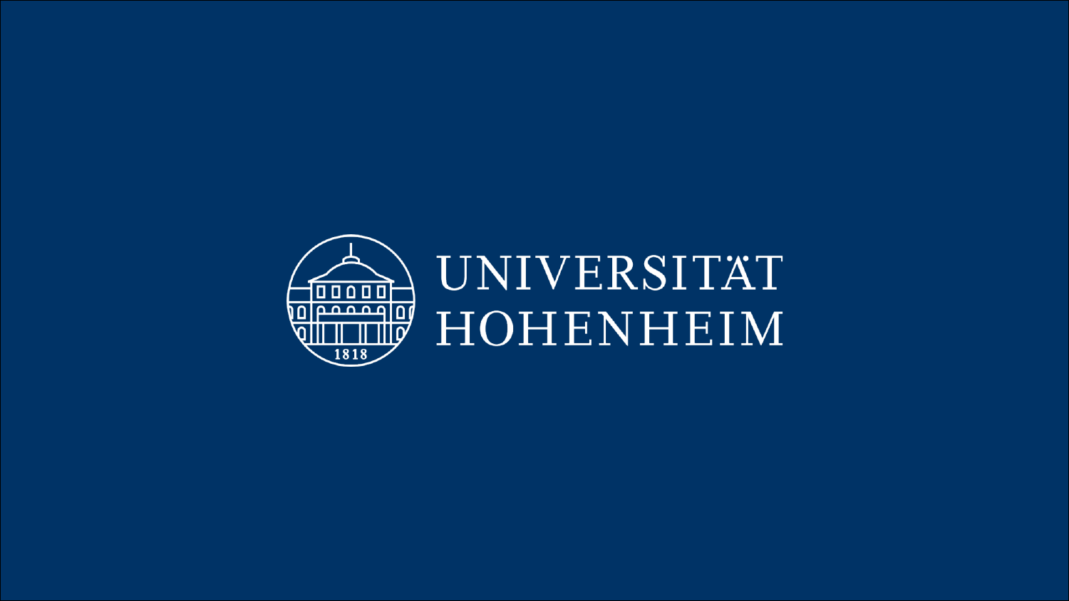UNIVERSITÄT HOHENHEIM

1818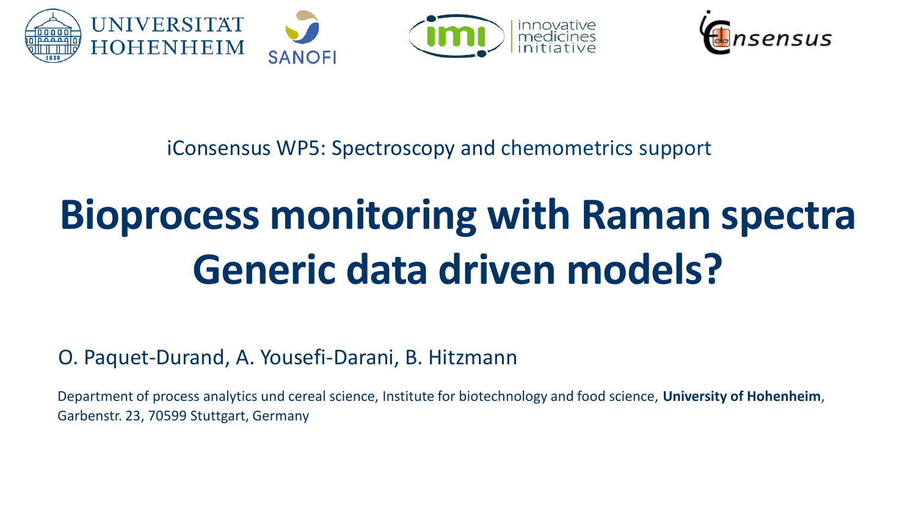iConsensus WP5: Spectroscopy and chemometrics support

# Bioprocess monitoring with Raman spectra Generic data driven models?

O. Paquet-Durand, A. Yousefi-Darani, B. Hitzmann

Department of process analytics und cereal science, Institute for biotechnology and food science, **University of Hohenheim**, Garbenstr. 23, 70599 Stuttgart, Germany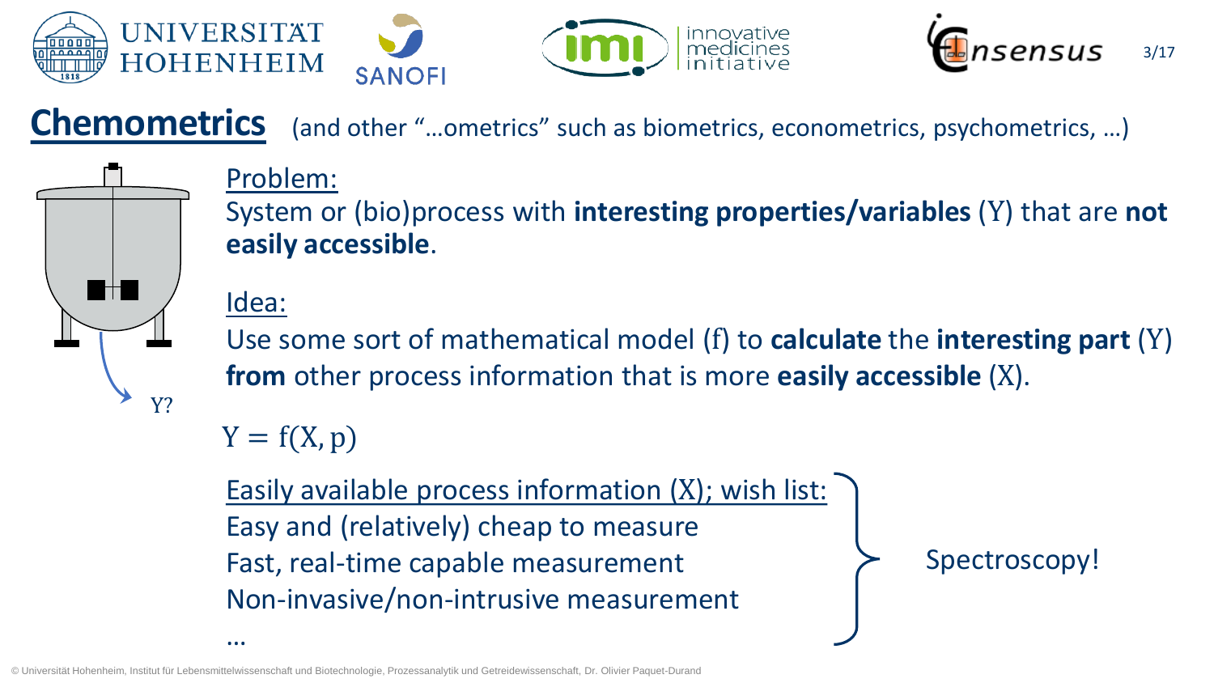# Chemometrics

(and other "…ometrics" such as biometrics, econometrics, psychometrics, …)

Y?

Problem:

System or (bio)process with **interesting properties/variables** (Y) that are **not easily accessible**.

Idea:

Use some sort of mathematical model (f) to **calculate** the **interesting part** (Y) **from** other process information that is more **easily accessible** (X).

$$Y = f(X, p)$$

Easily available process information (X); wish list:

- Easy and (relatively) cheap to measure
- Fast, real-time capable measurement
- Non-invasive/non-intrusive measurement
- …

→ Spectroscopy!

© Universität Hohenheim, Institut für Lebensmittelwissenschaft und Biotechnologie, Prozessanalytik und Getreidewissenschaft, Dr. Olivier Paquet-Durand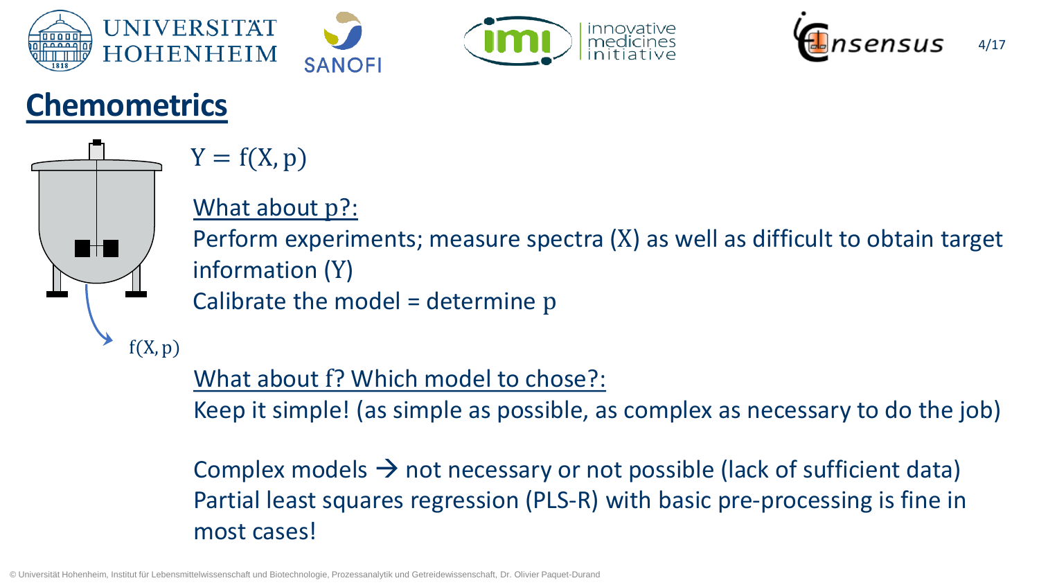# Chemometrics

$Y = f(X, p)$

What about p?:

Perform experiments; measure spectra ($X$) as well as difficult to obtain target information ($Y$)

Calibrate the model = determine $p$

$f(X, p)$

What about f? Which model to chose?:

Keep it simple! (as simple as possible, as complex as necessary to do the job)

Complex models → not necessary or not possible (lack of sufficient data)

Partial least squares regression (PLS-R) with basic pre-processing is fine in most cases!

© Universität Hohenheim, Institut für Lebensmittelwissenschaft und Biotechnologie, Prozessanalytik und Getreidewissenschaft, Dr. Olivier Paquet-Durand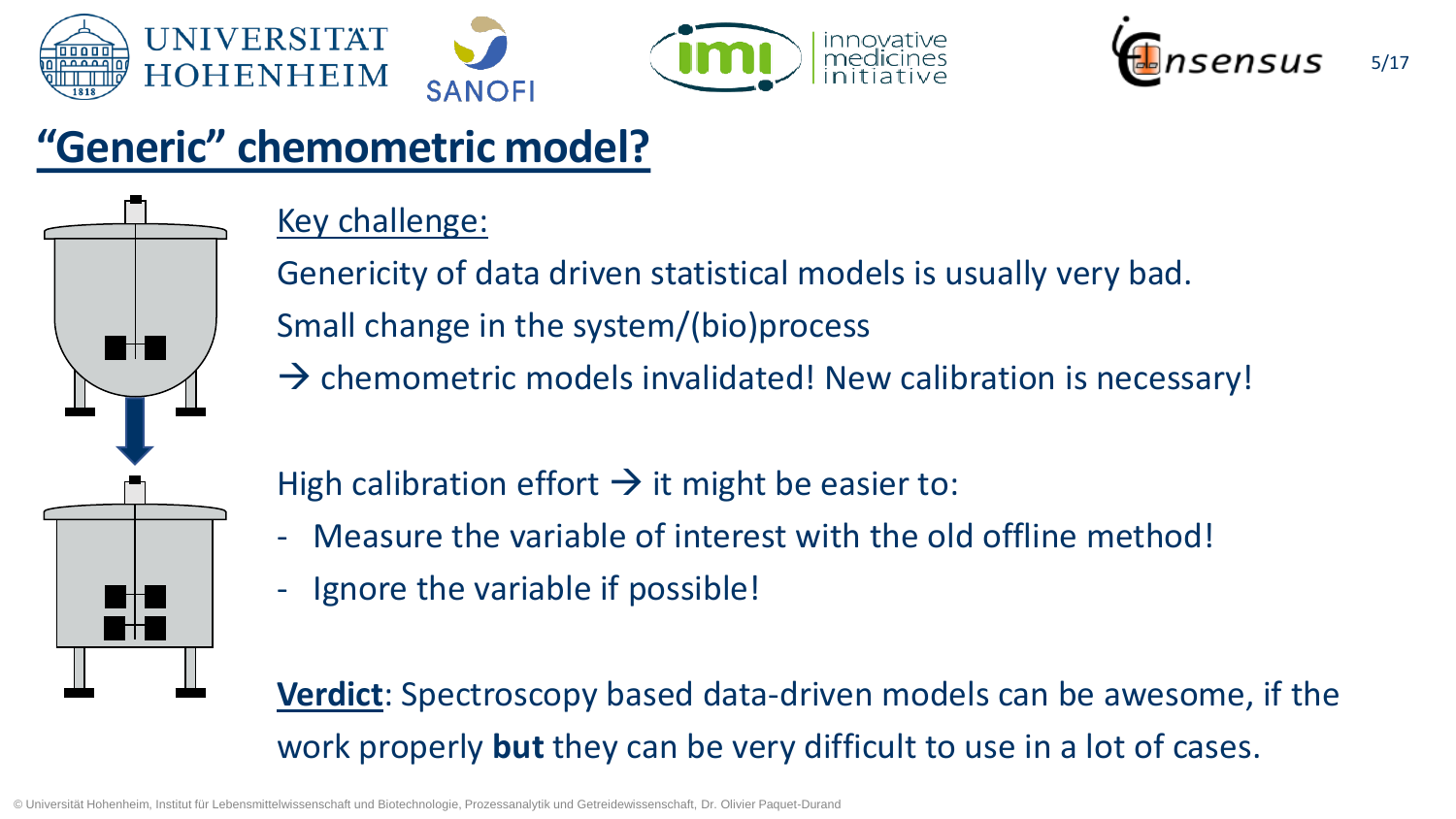# "Generic" chemometric model?

Key challenge:

Genericity of data driven statistical models is usually very bad.

Small change in the system/(bio)process

→ chemometric models invalidated! New calibration is necessary!

High calibration effort → it might be easier to:

- Measure the variable of interest with the old offline method!
- Ignore the variable if possible!

**Verdict**: Spectroscopy based data-driven models can be awesome, if the work properly **but** they can be very difficult to use in a lot of cases.

© Universität Hohenheim, Institut für Lebensmittelwissenschaft und Biotechnologie, Prozessanalytik und Getreidewissenschaft, Dr. Olivier Paquet-Durand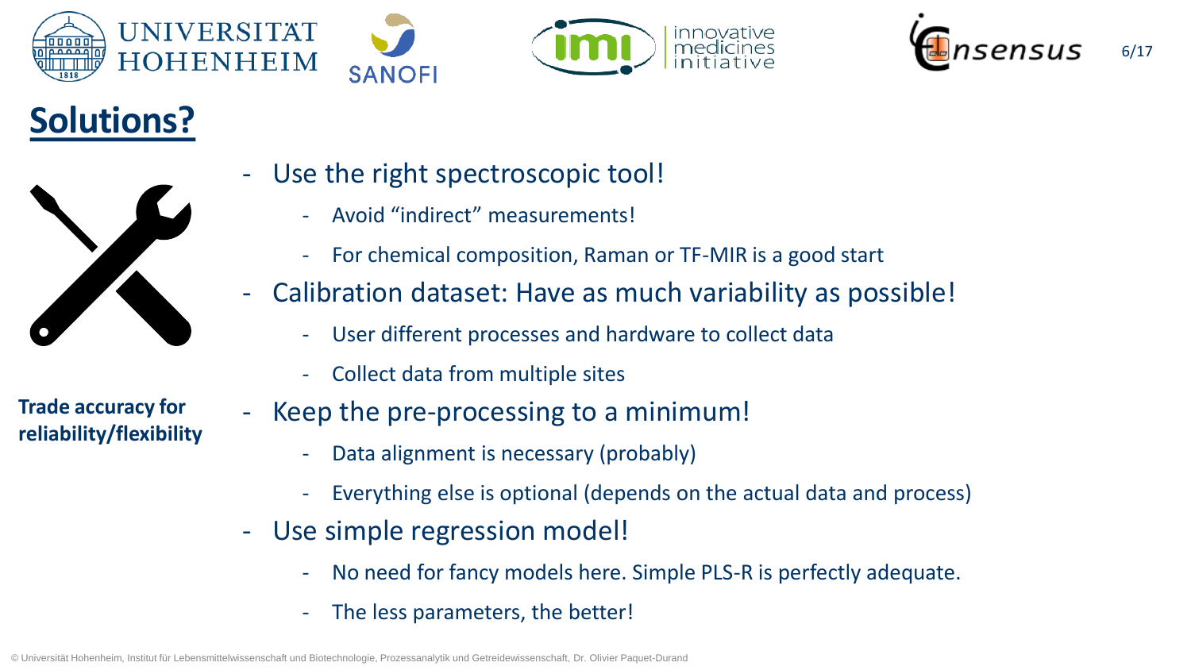# Solutions?

**Trade accuracy for reliability/flexibility**

- Use the right spectroscopic tool!
  - Avoid “indirect” measurements!
  - For chemical composition, Raman or TF-MIR is a good start
- Calibration dataset: Have as much variability as possible!
  - User different processes and hardware to collect data
  - Collect data from multiple sites
- Keep the pre-processing to a minimum!
  - Data alignment is necessary (probably)
  - Everything else is optional (depends on the actual data and process)
- Use simple regression model!
  - No need for fancy models here. Simple PLS-R is perfectly adequate.
  - The less parameters, the better!

© Universität Hohenheim, Institut für Lebensmittelwissenschaft und Biotechnologie, Prozessanalytik und Getreidewissenschaft, Dr. Olivier Paquet-Durand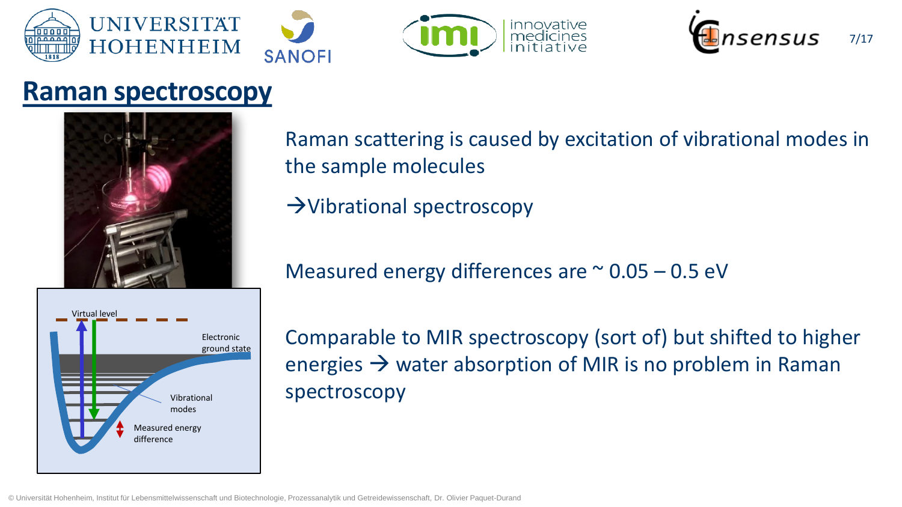# Raman spectroscopy

Raman scattering is caused by excitation of vibrational modes in the sample molecules

→Vibrational spectroscopy

Measured energy differences are ~ 0.05 – 0.5 eV

Comparable to MIR spectroscopy (sort of) but shifted to higher energies → water absorption of MIR is no problem in Raman spectroscopy

Virtual level

Electronic ground state

Vibrational modes

Measured energy difference

© Universität Hohenheim, Institut für Lebensmittelwissenschaft und Biotechnologie, Prozessanalytik und Getreidewissenschaft, Dr. Olivier Paquet-Durand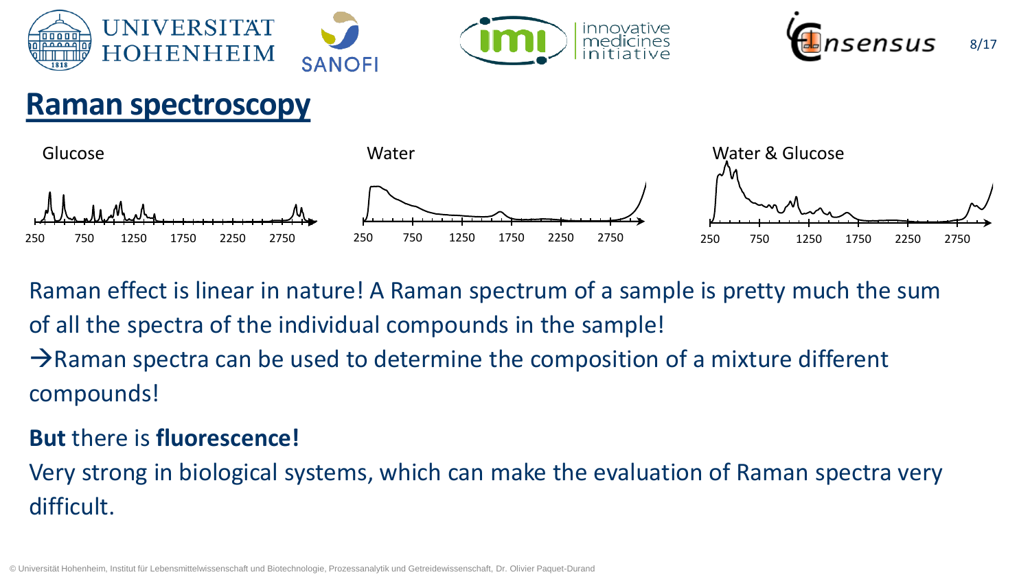# Raman spectroscopy

Glucose

250 750 1250 1750 2250 2750

Water

250 750 1250 1750 2250 2750

Water & Glucose

250 750 1250 1750 2250 2750

Raman effect is linear in nature! A Raman spectrum of a sample is pretty much the sum of all the spectra of the individual compounds in the sample!

→Raman spectra can be used to determine the composition of a mixture different compounds!

**But** there is **fluorescence!**

Very strong in biological systems, which can make the evaluation of Raman spectra very difficult.

© Universität Hohenheim, Institut für Lebensmittelwissenschaft und Biotechnologie, Prozessanalytik und Getreidewissenschaft, Dr. Olivier Paquet-Durand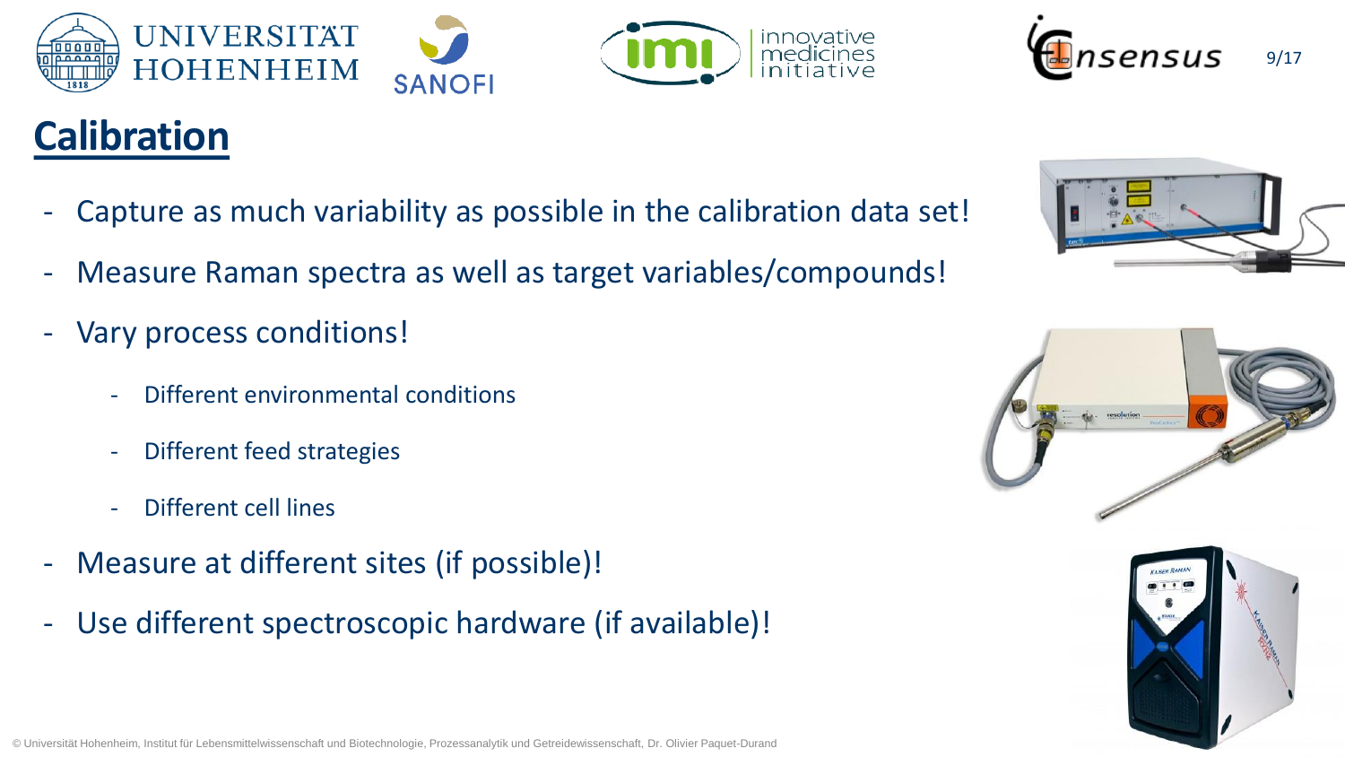# Calibration

- Capture as much variability as possible in the calibration data set!
- Measure Raman spectra as well as target variables/compounds!
- Vary process conditions!
  - Different environmental conditions
  - Different feed strategies
  - Different cell lines
- Measure at different sites (if possible)!
- Use different spectroscopic hardware (if available)!

© Universität Hohenheim, Institut für Lebensmittelwissenschaft und Biotechnologie, Prozessanalytik und Getreidewissenschaft, Dr. Olivier Paquet-Durand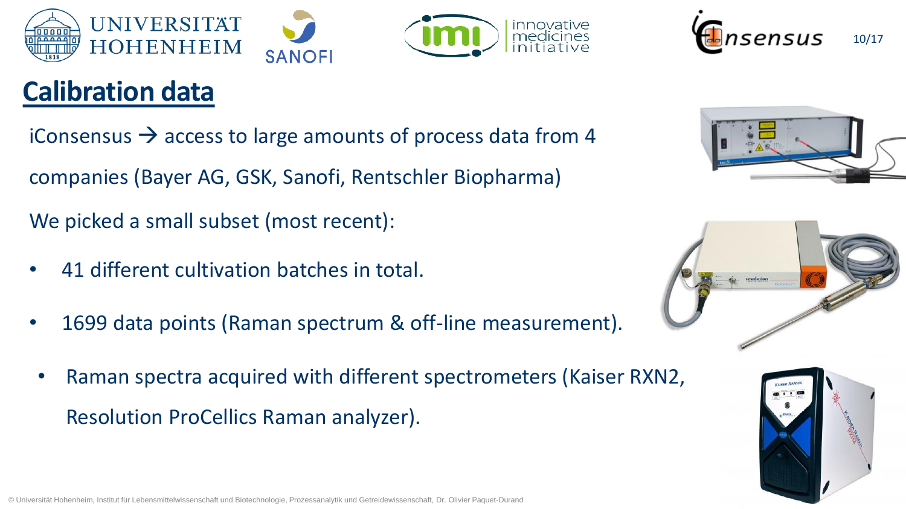# Calibration data

iConsensus → access to large amounts of process data from 4 companies (Bayer AG, GSK, Sanofi, Rentschler Biopharma)

We picked a small subset (most recent):

- 41 different cultivation batches in total.
- 1699 data points (Raman spectrum & off-line measurement).
  - Raman spectra acquired with different spectrometers (Kaiser RXN2, Resolution ProCellics Raman analyzer).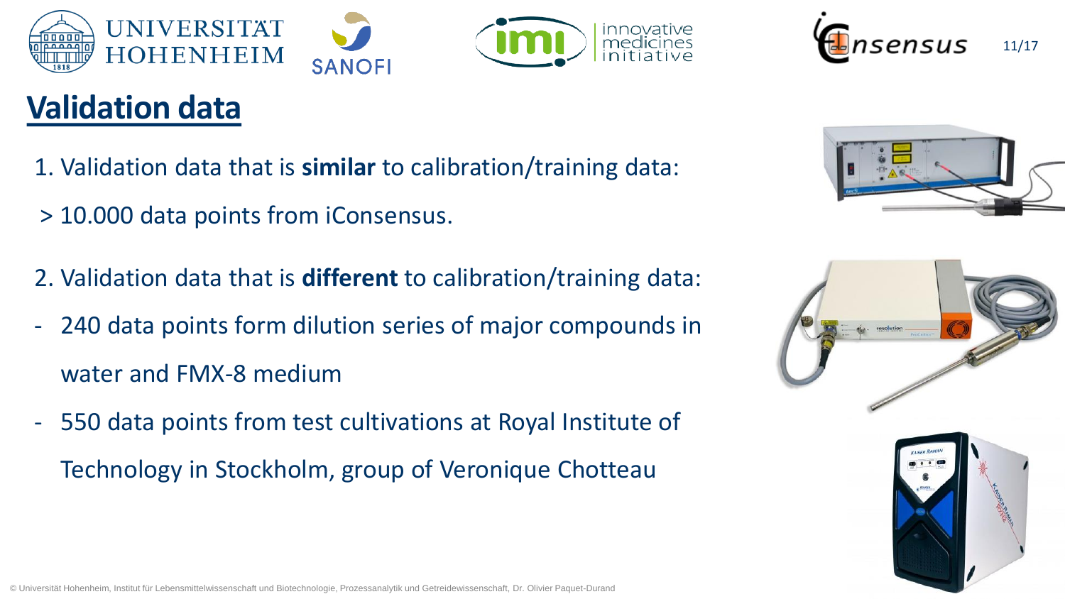# Validation data

1. Validation data that is **similar** to calibration/training data:

> 10.000 data points from iConsensus.

2. Validation data that is **different** to calibration/training data:

- 240 data points form dilution series of major compounds in water and FMX-8 medium
- 550 data points from test cultivations at Royal Institute of Technology in Stockholm, group of Veronique Chotteau

© Universität Hohenheim, Institut für Lebensmittelwissenschaft und Biotechnologie, Prozessanalytik und Getreidewissenschaft, Dr. Olivier Paquet-Durand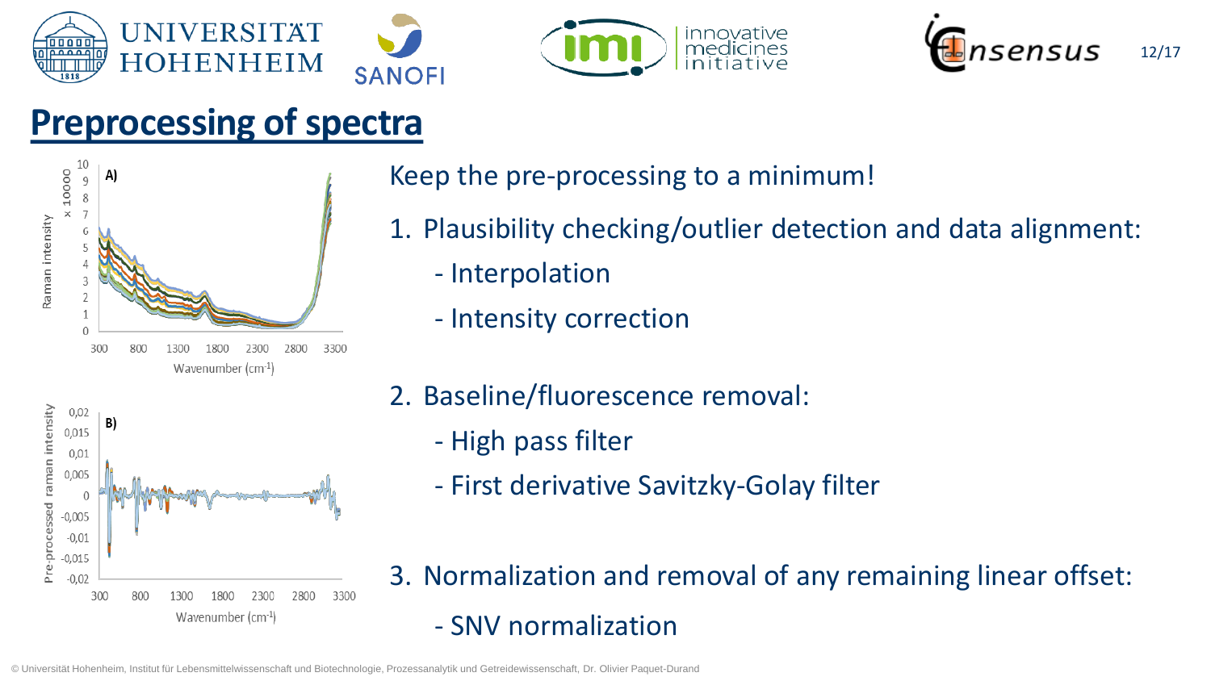# Preprocessing of spectra

Keep the pre-processing to a minimum!

1. Plausibility checking/outlier detection and data alignment:
   - Interpolation
   - Intensity correction
2. Baseline/fluorescence removal:
   - High pass filter
   - First derivative Savitzky-Golay filter
3. Normalization and removal of any remaining linear offset:
   - SNV normalization

© Universität Hohenheim, Institut für Lebensmittelwissenschaft und Biotechnologie, Prozessanalytik und Getreidewissenschaft, Dr. Olivier Paquet-Durand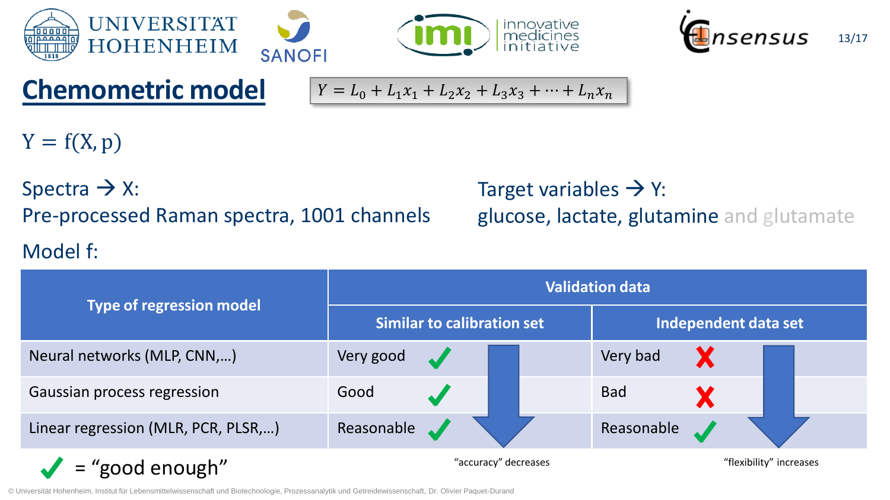# Chemometric model

$$Y = L_0 + L_1 x_1 + L_2 x_2 + L_3 x_3 + \cdots + L_n x_n$$

$$Y = f(X, p)$$

Spectra → X:
Pre-processed Raman spectra, 1001 channels

Target variables → Y:
glucose, lactate, glutamine and glutamate

Model f:

| Type of regression model | Validation data | |
|---|---|---|
| | Similar to calibration set | Independent data set |
| Neural networks (MLP, CNN,…) | Very good ✓ | Very bad ✗ |
| Gaussian process regression | Good ✓ | Bad ✗ |
| Linear regression (MLR, PCR, PLSR,…) | Reasonable ✓ | Reasonable ✓ |

"accuracy" decreases

"flexibility" increases

✓ = "good enough"

© Universität Hohenheim, Institut für Lebensmittelwissenschaft und Biotechnologie, Prozessanalytik und Getreidewissenschaft, Dr. Olivier Paquet-Durand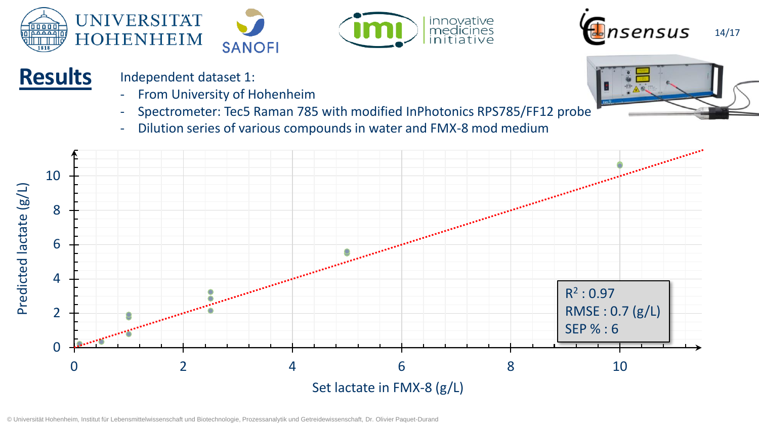## Results

Independent dataset 1:

- From University of Hohenheim
- Spectrometer: Tec5 Raman 785 with modified InPhotonics RPS785/FF12 probe
- Dilution series of various compounds in water and FMX-8 mod medium

Predicted lactate (g/L) vs. Set lactate in FMX-8 (g/L)

$R^2$ : 0.97
RMSE : 0.7 (g/L)
SEP % : 6

© Universität Hohenheim, Institut für Lebensmittelwissenschaft und Biotechnologie, Prozessanalytik und Getreidewissenschaft, Dr. Olivier Paquet-Durand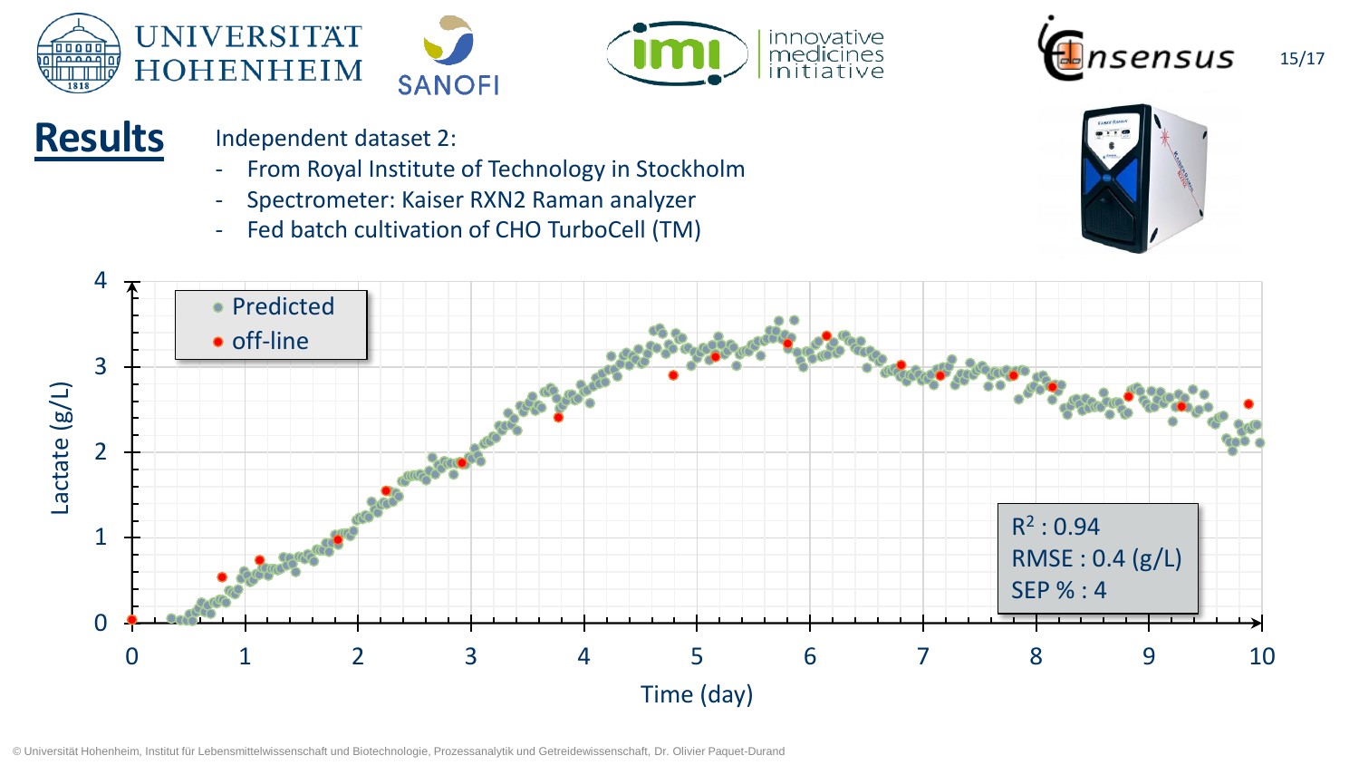## Results

Independent dataset 2:

- From Royal Institute of Technology in Stockholm
- Spectrometer: Kaiser RXN2 Raman analyzer
- Fed batch cultivation of CHO TurboCell (TM)

Predicted
off-line

Lactate (g/L)

Time (day)

$R^2$ : 0.94
RMSE : 0.4 (g/L)
SEP % : 4

© Universität Hohenheim, Institut für Lebensmittelwissenschaft und Biotechnologie, Prozessanalytik und Getreidewissenschaft, Dr. Olivier Paquet-Durand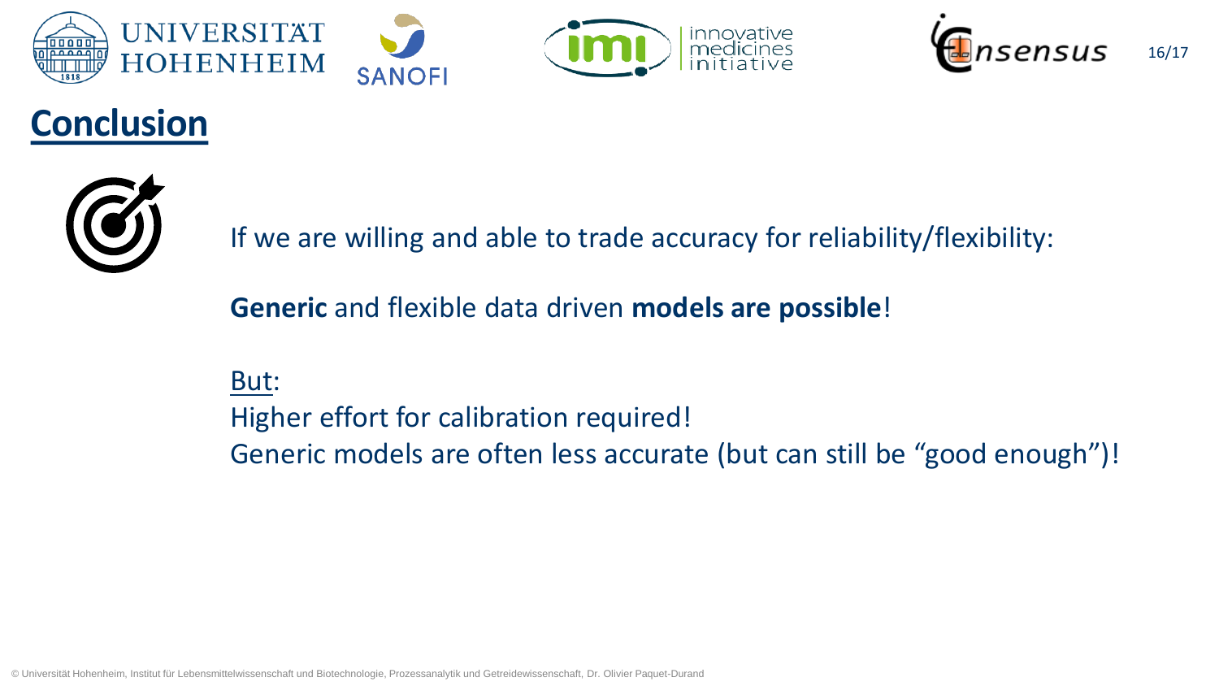# Conclusion

If we are willing and able to trade accuracy for reliability/flexibility:

**Generic** and flexible data driven **models are possible**!

But:
Higher effort for calibration required!
Generic models are often less accurate (but can still be "good enough")!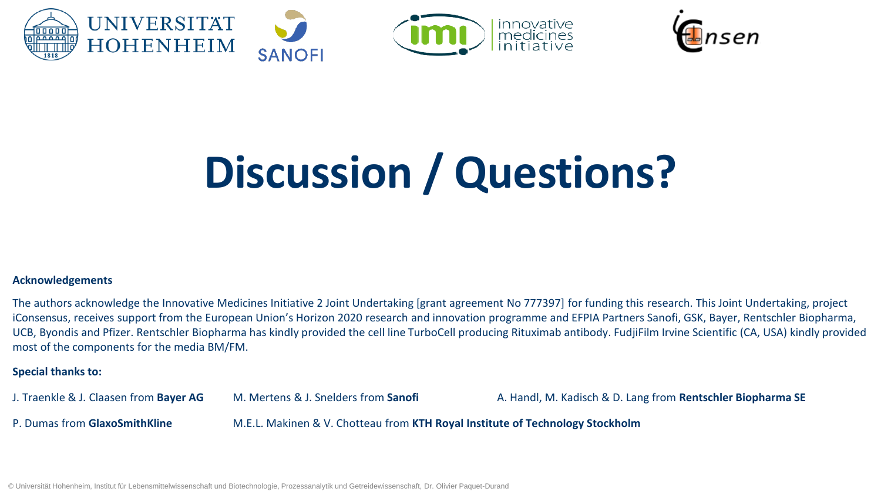# Discussion / Questions?

**Acknowledgements**

The authors acknowledge the Innovative Medicines Initiative 2 Joint Undertaking [grant agreement No 777397] for funding this research. This Joint Undertaking, project iConsensus, receives support from the European Union's Horizon 2020 research and innovation programme and EFPIA Partners Sanofi, GSK, Bayer, Rentschler Biopharma, UCB, Byondis and Pfizer. Rentschler Biopharma has kindly provided the cell line TurboCell producing Rituximab antibody. FudjiFilm Irvine Scientific (CA, USA) kindly provided most of the components for the media BM/FM.

**Special thanks to:**

J. Traenkle & J. Claasen from **Bayer AG**

M. Mertens & J. Snelders from **Sanofi**

A. Handl, M. Kadisch & D. Lang from **Rentschler Biopharma SE**

P. Dumas from **GlaxoSmithKline**

M.E.L. Makinen & V. Chotteau from **KTH Royal Institute of Technology Stockholm**

© Universität Hohenheim, Institut für Lebensmittelwissenschaft und Biotechnologie, Prozessanalytik und Getreidewissenschaft, Dr. Olivier Paquet-Durand